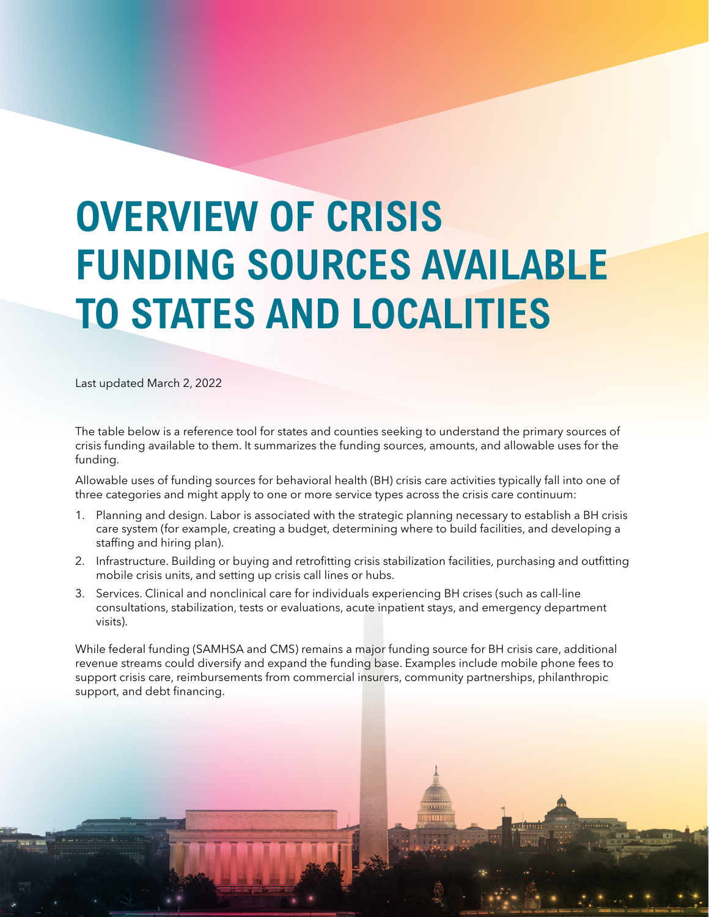# OVERVIEW OF CRISIS FUNDING SOURCES AVAILABLE TO STATES AND LOCALITIES

Last updated March 2, 2022

The table below is a reference tool for states and counties seeking to understand the primary sources of crisis funding available to them. It summarizes the funding sources, amounts, and allowable uses for the funding.

Allowable uses of funding sources for behavioral health (BH) crisis care activities typically fall into one of three categories and might apply to one or more service types across the crisis care continuum:

1. Planning and design. Labor is associated with the strategic planning necessary to establish a BH crisis care system (for example, creating a budget, determining where to build facilities, and developing a staffing and hiring plan).
2. Infrastructure. Building or buying and retrofitting crisis stabilization facilities, purchasing and outfitting mobile crisis units, and setting up crisis call lines or hubs.
3. Services. Clinical and nonclinical care for individuals experiencing BH crises (such as call-line consultations, stabilization, tests or evaluations, acute inpatient stays, and emergency department visits).

While federal funding (SAMHSA and CMS) remains a major funding source for BH crisis care, additional revenue streams could diversify and expand the funding base. Examples include mobile phone fees to support crisis care, reimbursements from commercial insurers, community partnerships, philanthropic support, and debt financing.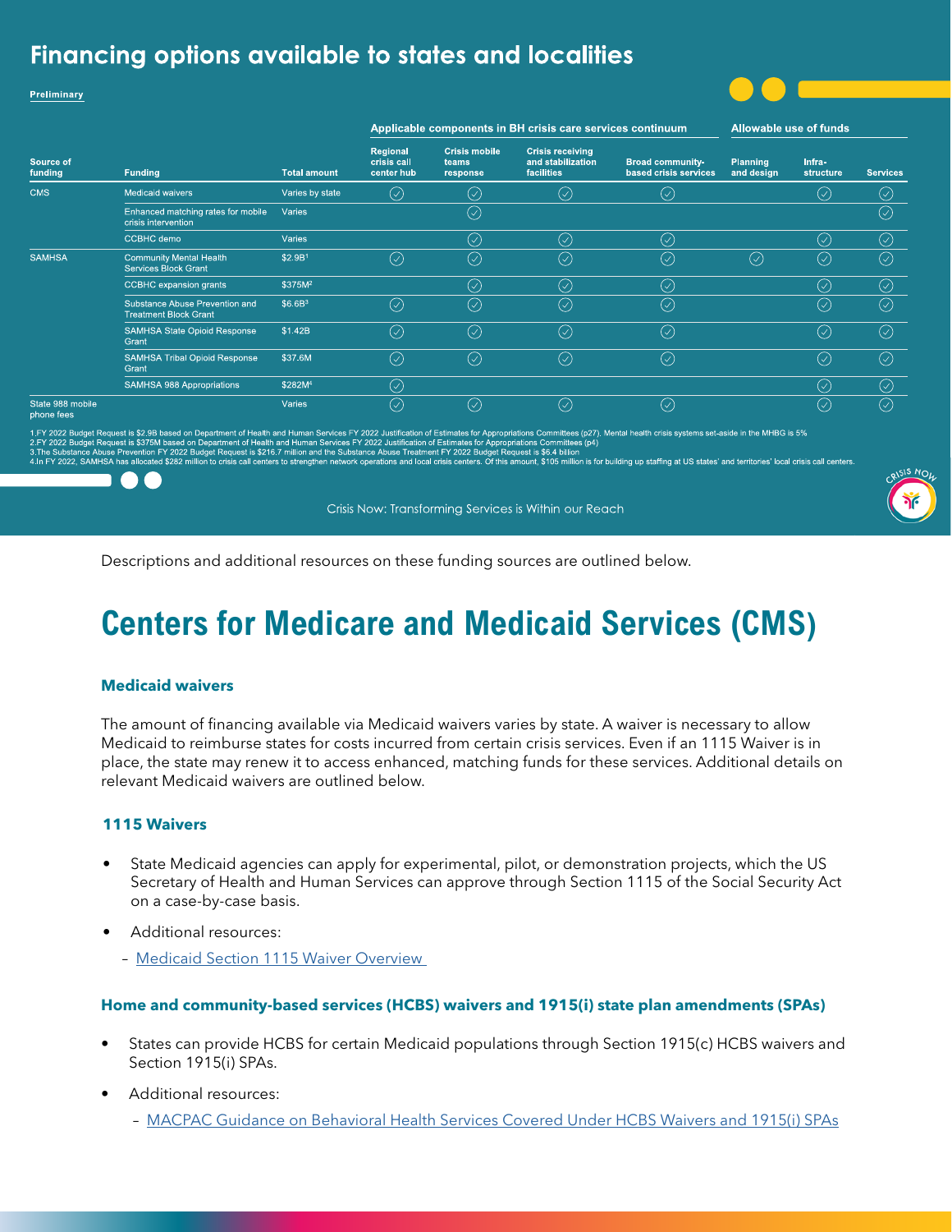## Financing options available to states and localities

Preliminary

| Source of funding | Funding | Total amount | Applicable components in BH crisis care services continuum: Regional crisis call center hub | Crisis mobile teams response | Crisis receiving and stabilization facilities | Broad community-based crisis services | Allowable use of funds: Planning and design | Infra-structure | Services |
|---|---|---|---|---|---|---|---|---|---|
| CMS | Medicaid waivers | Varies by state | ✓ | ✓ | ✓ | ✓ | | ✓ | ✓ |
| | Enhanced matching rates for mobile crisis intervention | Varies | | ✓ | | | | | ✓ |
| | CCBHC demo | Varies | | ✓ | ✓ | ✓ | | ✓ | ✓ |
| SAMHSA | Community Mental Health Services Block Grant | $2.9B[1] | ✓ | ✓ | ✓ | ✓ | ✓ | ✓ | ✓ |
| | CCBHC expansion grants | $375M[2] | | ✓ | ✓ | ✓ | | ✓ | ✓ |
| | Substance Abuse Prevention and Treatment Block Grant | $6.6B[3] | ✓ | ✓ | ✓ | ✓ | | ✓ | ✓ |
| | SAMHSA State Opioid Response Grant | $1.42B | ✓ | ✓ | ✓ | ✓ | | ✓ | ✓ |
| | SAMHSA Tribal Opioid Response Grant | $37.6M | ✓ | ✓ | ✓ | ✓ | | ✓ | ✓ |
| | SAMHSA 988 Appropriations | $282M[4] | ✓ | | | | | ✓ | ✓ |
| State 988 mobile phone fees | | Varies | ✓ | ✓ | ✓ | ✓ | | ✓ | ✓ |

1.FY 2022 Budget Request is $2.9B based on Department of Health and Human Services FY 2022 Justification of Estimates for Appropriations Committees (p27). Mental health crisis systems set-aside in the MHBG is 5%
2.FY 2022 Budget Request is $375M based on Department of Health and Human Services FY 2022 Justification of Estimates for Appropriations Committees (p4)
3.The Substance Abuse Prevention FY 2022 Budget Request is $216.7 million and the Substance Abuse Treatment FY 2022 Budget Request is $6.4 billion
4.In FY 2022, SAMHSA has allocated $282 million to crisis call centers to strengthen network operations and local crisis centers. Of this amount, $105 million is for building up staffing at US states' and territories' local crisis call centers.

Crisis Now: Transforming Services is Within our Reach

Descriptions and additional resources on these funding sources are outlined below.

# Centers for Medicare and Medicaid Services (CMS)

### Medicaid waivers

The amount of financing available via Medicaid waivers varies by state. A waiver is necessary to allow Medicaid to reimburse states for costs incurred from certain crisis services. Even if an 1115 Waiver is in place, the state may renew it to access enhanced, matching funds for these services. Additional details on relevant Medicaid waivers are outlined below.

#### 1115 Waivers

- State Medicaid agencies can apply for experimental, pilot, or demonstration projects, which the US Secretary of Health and Human Services can approve through Section 1115 of the Social Security Act on a case-by-case basis.
- Additional resources:
  - Medicaid Section 1115 Waiver Overview

#### Home and community-based services (HCBS) waivers and 1915(i) state plan amendments (SPAs)

- States can provide HCBS for certain Medicaid populations through Section 1915(c) HCBS waivers and Section 1915(i) SPAs.
- Additional resources:
  - MACPAC Guidance on Behavioral Health Services Covered Under HCBS Waivers and 1915(i) SPAs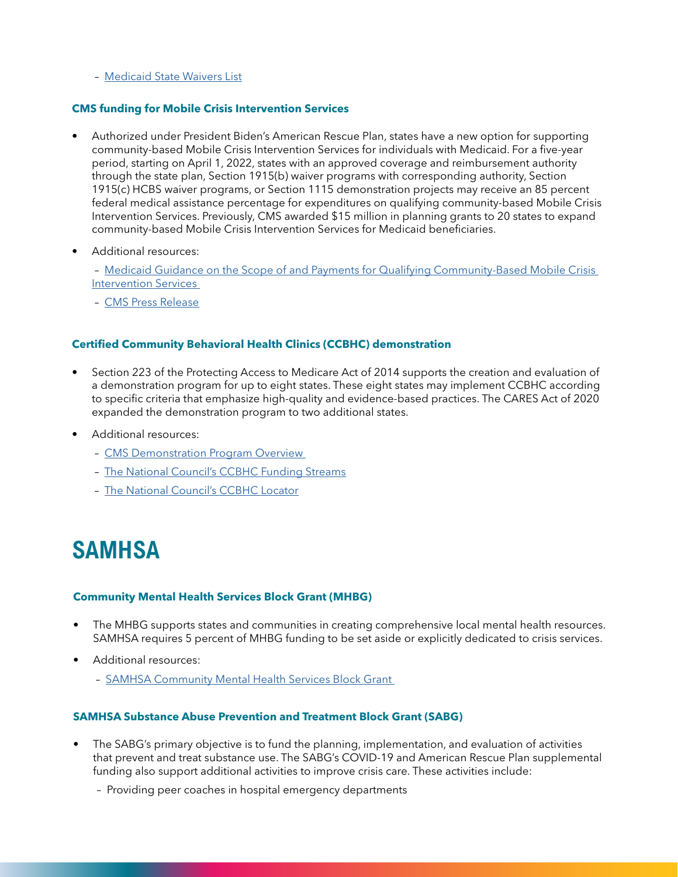- Medicaid State Waivers List

### CMS funding for Mobile Crisis Intervention Services

- Authorized under President Biden's American Rescue Plan, states have a new option for supporting community-based Mobile Crisis Intervention Services for individuals with Medicaid. For a five-year period, starting on April 1, 2022, states with an approved coverage and reimbursement authority through the state plan, Section 1915(b) waiver programs with corresponding authority, Section 1915(c) HCBS waiver programs, or Section 1115 demonstration projects may receive an 85 percent federal medical assistance percentage for expenditures on qualifying community-based Mobile Crisis Intervention Services. Previously, CMS awarded $15 million in planning grants to 20 states to expand community-based Mobile Crisis Intervention Services for Medicaid beneficiaries.
- Additional resources:
  - Medicaid Guidance on the Scope of and Payments for Qualifying Community-Based Mobile Crisis Intervention Services
  - CMS Press Release

### Certified Community Behavioral Health Clinics (CCBHC) demonstration

- Section 223 of the Protecting Access to Medicare Act of 2014 supports the creation and evaluation of a demonstration program for up to eight states. These eight states may implement CCBHC according to specific criteria that emphasize high-quality and evidence-based practices. The CARES Act of 2020 expanded the demonstration program to two additional states.
- Additional resources:
  - CMS Demonstration Program Overview
  - The National Council's CCBHC Funding Streams
  - The National Council's CCBHC Locator

# SAMHSA

### Community Mental Health Services Block Grant (MHBG)

- The MHBG supports states and communities in creating comprehensive local mental health resources. SAMHSA requires 5 percent of MHBG funding to be set aside or explicitly dedicated to crisis services.
- Additional resources:
  - SAMHSA Community Mental Health Services Block Grant

### SAMHSA Substance Abuse Prevention and Treatment Block Grant (SABG)

- The SABG's primary objective is to fund the planning, implementation, and evaluation of activities that prevent and treat substance use. The SABG's COVID-19 and American Rescue Plan supplemental funding also support additional activities to improve crisis care. These activities include:
  - Providing peer coaches in hospital emergency departments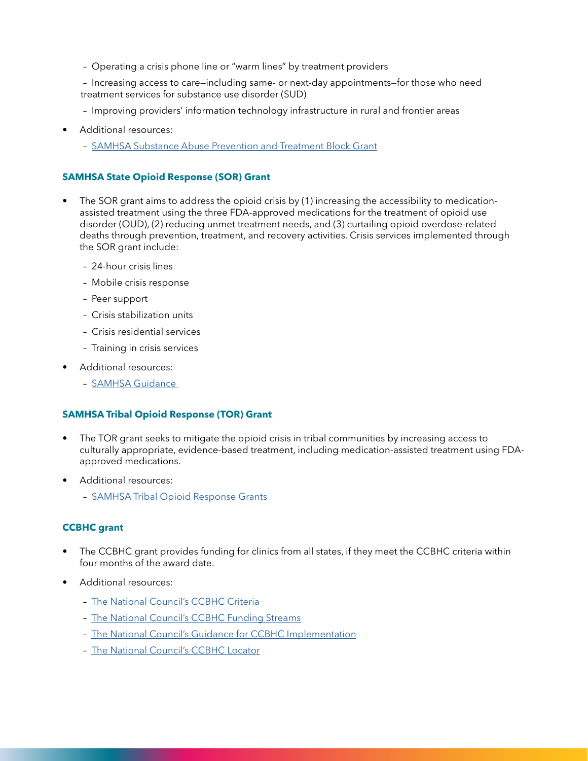- Operating a crisis phone line or "warm lines" by treatment providers
  - Increasing access to care—including same- or next-day appointments—for those who need treatment services for substance use disorder (SUD)
  - Improving providers' information technology infrastructure in rural and frontier areas
- Additional resources:
  - SAMHSA Substance Abuse Prevention and Treatment Block Grant

### SAMHSA State Opioid Response (SOR) Grant

- The SOR grant aims to address the opioid crisis by (1) increasing the accessibility to medication-assisted treatment using the three FDA-approved medications for the treatment of opioid use disorder (OUD), (2) reducing unmet treatment needs, and (3) curtailing opioid overdose-related deaths through prevention, treatment, and recovery activities. Crisis services implemented through the SOR grant include:
  - 24-hour crisis lines
  - Mobile crisis response
  - Peer support
  - Crisis stabilization units
  - Crisis residential services
  - Training in crisis services
- Additional resources:
  - SAMHSA Guidance

### SAMHSA Tribal Opioid Response (TOR) Grant

- The TOR grant seeks to mitigate the opioid crisis in tribal communities by increasing access to culturally appropriate, evidence-based treatment, including medication-assisted treatment using FDA-approved medications.
- Additional resources:
  - SAMHSA Tribal Opioid Response Grants

### CCBHC grant

- The CCBHC grant provides funding for clinics from all states, if they meet the CCBHC criteria within four months of the award date.
- Additional resources:
  - The National Council's CCBHC Criteria
  - The National Council's CCBHC Funding Streams
  - The National Council's Guidance for CCBHC Implementation
  - The National Council's CCBHC Locator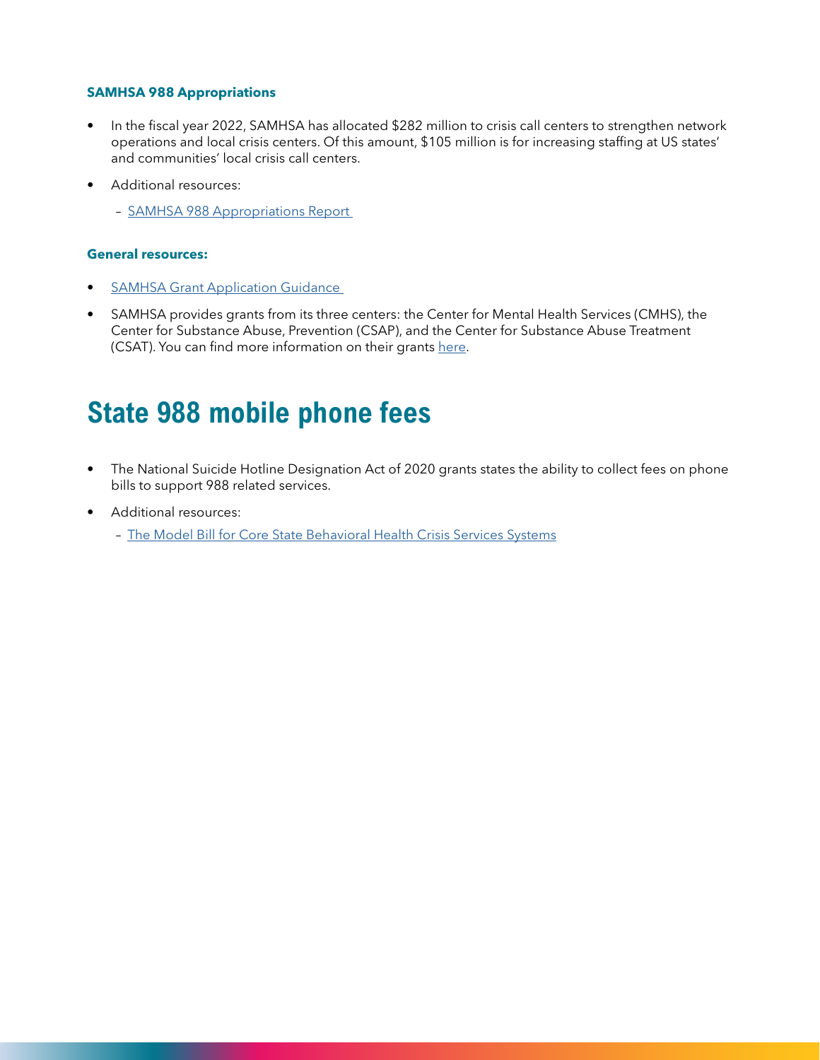**SAMHSA 988 Appropriations**

- In the fiscal year 2022, SAMHSA has allocated $282 million to crisis call centers to strengthen network operations and local crisis centers. Of this amount, $105 million is for increasing staffing at US states' and communities' local crisis call centers.
- Additional resources:
  - SAMHSA 988 Appropriations Report

**General resources:**

- SAMHSA Grant Application Guidance
- SAMHSA provides grants from its three centers: the Center for Mental Health Services (CMHS), the Center for Substance Abuse, Prevention (CSAP), and the Center for Substance Abuse Treatment (CSAT). You can find more information on their grants here.

# State 988 mobile phone fees

- The National Suicide Hotline Designation Act of 2020 grants states the ability to collect fees on phone bills to support 988 related services.
- Additional resources:
  - The Model Bill for Core State Behavioral Health Crisis Services Systems